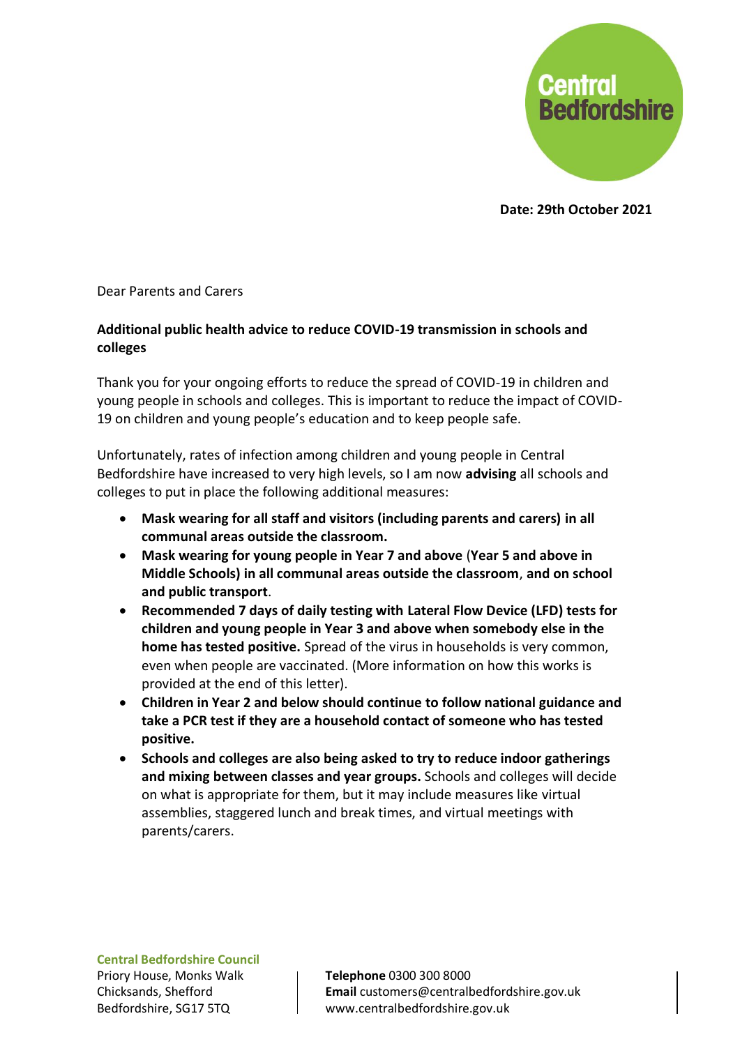Central Bedfordshire

**Date: 29th October 2021**

Dear Parents and Carers

**Additional public health advice to reduce COVID-19 transmission in schools and colleges**

Thank you for your ongoing efforts to reduce the spread of COVID-19 in children and young people in schools and colleges. This is important to reduce the impact of COVID-19 on children and young people's education and to keep people safe.

Unfortunately, rates of infection among children and young people in Central Bedfordshire have increased to very high levels, so I am now **advising** all schools and colleges to put in place the following additional measures:

- **Mask wearing for all staff and visitors (including parents and carers) in all communal areas outside the classroom.**
- **Mask wearing for young people in Year 7 and above** (**Year 5 and above in Middle Schools) in all communal areas outside the classroom**, **and on school and public transport**.
- **Recommended 7 days of daily testing with Lateral Flow Device (LFD) tests for children and young people in Year 3 and above when somebody else in the home has tested positive.** Spread of the virus in households is very common, even when people are vaccinated. (More information on how this works is provided at the end of this letter).
- **Children in Year 2 and below should continue to follow national guidance and take a PCR test if they are a household contact of someone who has tested positive.**
- **Schools and colleges are also being asked to try to reduce indoor gatherings and mixing between classes and year groups.** Schools and colleges will decide on what is appropriate for them, but it may include measures like virtual assemblies, staggered lunch and break times, and virtual meetings with parents/carers.

**Central Bedfordshire Council**
Priory House, Monks Walk
Chicksands, Shefford
Bedfordshire, SG17 5TQ

**Telephone** 0300 300 8000
**Email** customers@centralbedfordshire.gov.uk
www.centralbedfordshire.gov.uk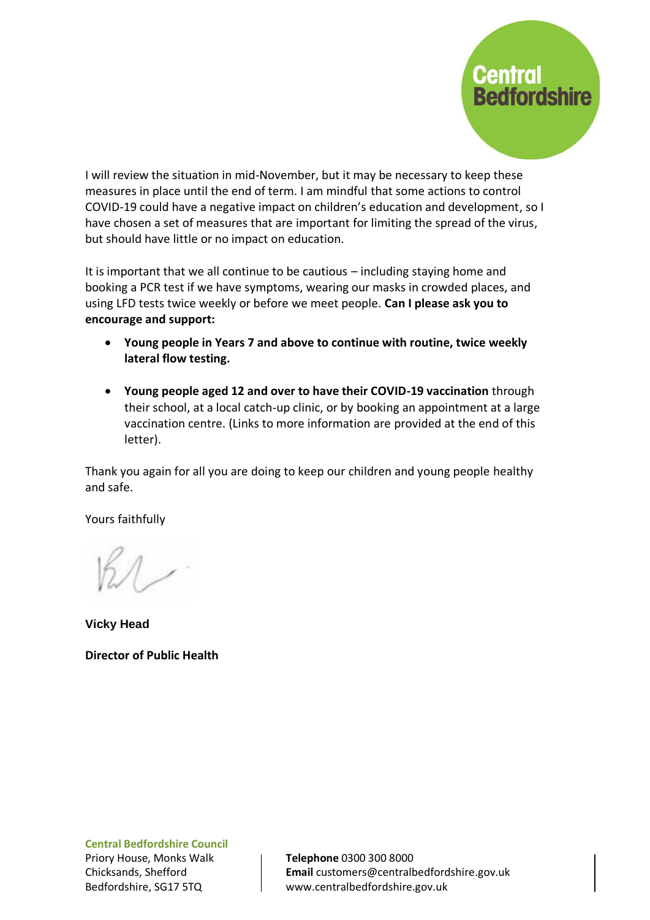I will review the situation in mid-November, but it may be necessary to keep these measures in place until the end of term. I am mindful that some actions to control COVID-19 could have a negative impact on children's education and development, so I have chosen a set of measures that are important for limiting the spread of the virus, but should have little or no impact on education.

It is important that we all continue to be cautious – including staying home and booking a PCR test if we have symptoms, wearing our masks in crowded places, and using LFD tests twice weekly or before we meet people. **Can I please ask you to encourage and support:**

- **Young people in Years 7 and above to continue with routine, twice weekly lateral flow testing.**
- **Young people aged 12 and over to have their COVID-19 vaccination** through their school, at a local catch-up clinic, or by booking an appointment at a large vaccination centre. (Links to more information are provided at the end of this letter).

Thank you again for all you are doing to keep our children and young people healthy and safe.

Yours faithfully

**Vicky Head**

**Director of Public Health**

**Central Bedfordshire Council**
Priory House, Monks Walk
Chicksands, Shefford
Bedfordshire, SG17 5TQ

**Telephone** 0300 300 8000
**Email** customers@centralbedfordshire.gov.uk
www.centralbedfordshire.gov.uk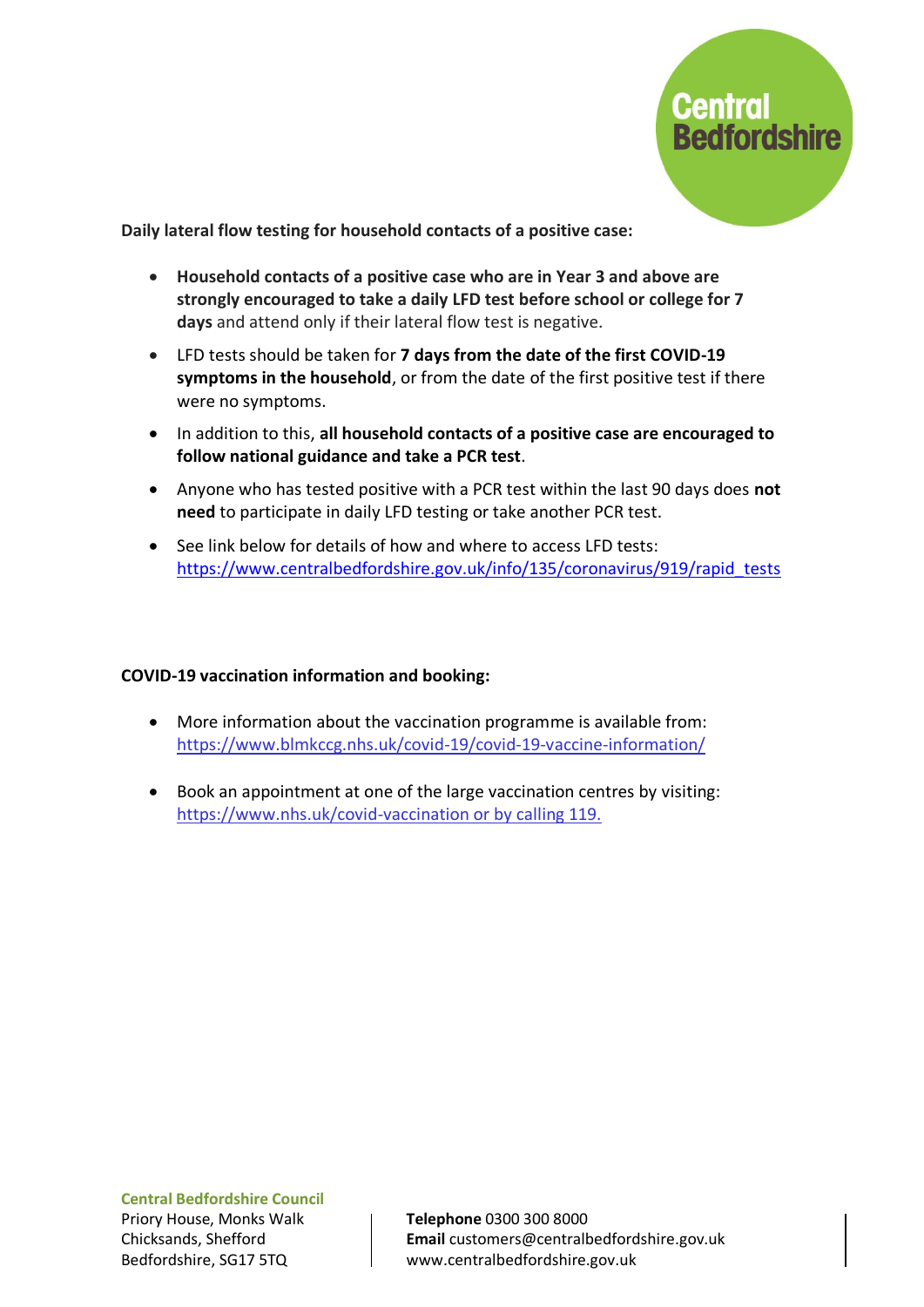**Daily lateral flow testing for household contacts of a positive case:**

- **Household contacts of a positive case who are in Year 3 and above are strongly encouraged to take a daily LFD test before school or college for 7 days** and attend only if their lateral flow test is negative.
- LFD tests should be taken for **7 days from the date of the first COVID-19 symptoms in the household**, or from the date of the first positive test if there were no symptoms.
- In addition to this, **all household contacts of a positive case are encouraged to follow national guidance and take a PCR test**.
- Anyone who has tested positive with a PCR test within the last 90 days does **not need** to participate in daily LFD testing or take another PCR test.
- See link below for details of how and where to access LFD tests: https://www.centralbedfordshire.gov.uk/info/135/coronavirus/919/rapid_tests

**COVID-19 vaccination information and booking:**

- More information about the vaccination programme is available from: https://www.blmkccg.nhs.uk/covid-19/covid-19-vaccine-information/
- Book an appointment at one of the large vaccination centres by visiting: https://www.nhs.uk/covid-vaccination or by calling 119.

**Central Bedfordshire Council**
Priory House, Monks Walk
Chicksands, Shefford
Bedfordshire, SG17 5TQ

**Telephone** 0300 300 8000
**Email** customers@centralbedfordshire.gov.uk
www.centralbedfordshire.gov.uk